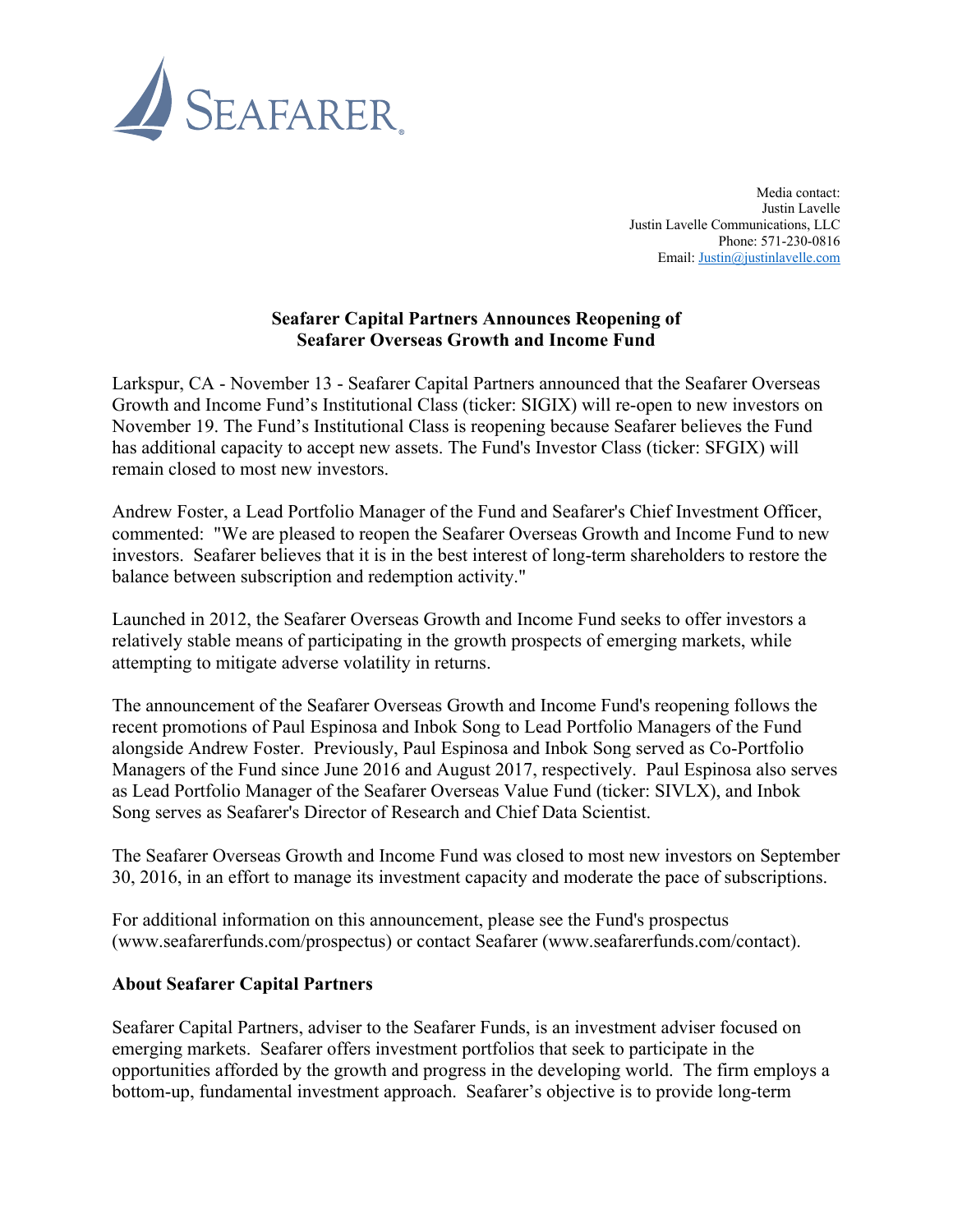SEAFARER®

Media contact:
Justin Lavelle
Justin Lavelle Communications, LLC
Phone: 571-230-0816
Email: Justin@justinlavelle.com

**Seafarer Capital Partners Announces Reopening of Seafarer Overseas Growth and Income Fund**

Larkspur, CA - November 13 - Seafarer Capital Partners announced that the Seafarer Overseas Growth and Income Fund's Institutional Class (ticker: SIGIX) will re-open to new investors on November 19. The Fund's Institutional Class is reopening because Seafarer believes the Fund has additional capacity to accept new assets. The Fund's Investor Class (ticker: SFGIX) will remain closed to most new investors.

Andrew Foster, a Lead Portfolio Manager of the Fund and Seafarer's Chief Investment Officer, commented: "We are pleased to reopen the Seafarer Overseas Growth and Income Fund to new investors. Seafarer believes that it is in the best interest of long-term shareholders to restore the balance between subscription and redemption activity."

Launched in 2012, the Seafarer Overseas Growth and Income Fund seeks to offer investors a relatively stable means of participating in the growth prospects of emerging markets, while attempting to mitigate adverse volatility in returns.

The announcement of the Seafarer Overseas Growth and Income Fund's reopening follows the recent promotions of Paul Espinosa and Inbok Song to Lead Portfolio Managers of the Fund alongside Andrew Foster. Previously, Paul Espinosa and Inbok Song served as Co-Portfolio Managers of the Fund since June 2016 and August 2017, respectively. Paul Espinosa also serves as Lead Portfolio Manager of the Seafarer Overseas Value Fund (ticker: SIVLX), and Inbok Song serves as Seafarer's Director of Research and Chief Data Scientist.

The Seafarer Overseas Growth and Income Fund was closed to most new investors on September 30, 2016, in an effort to manage its investment capacity and moderate the pace of subscriptions.

For additional information on this announcement, please see the Fund's prospectus (www.seafarerfunds.com/prospectus) or contact Seafarer (www.seafarerfunds.com/contact).

**About Seafarer Capital Partners**

Seafarer Capital Partners, adviser to the Seafarer Funds, is an investment adviser focused on emerging markets. Seafarer offers investment portfolios that seek to participate in the opportunities afforded by the growth and progress in the developing world. The firm employs a bottom-up, fundamental investment approach. Seafarer's objective is to provide long-term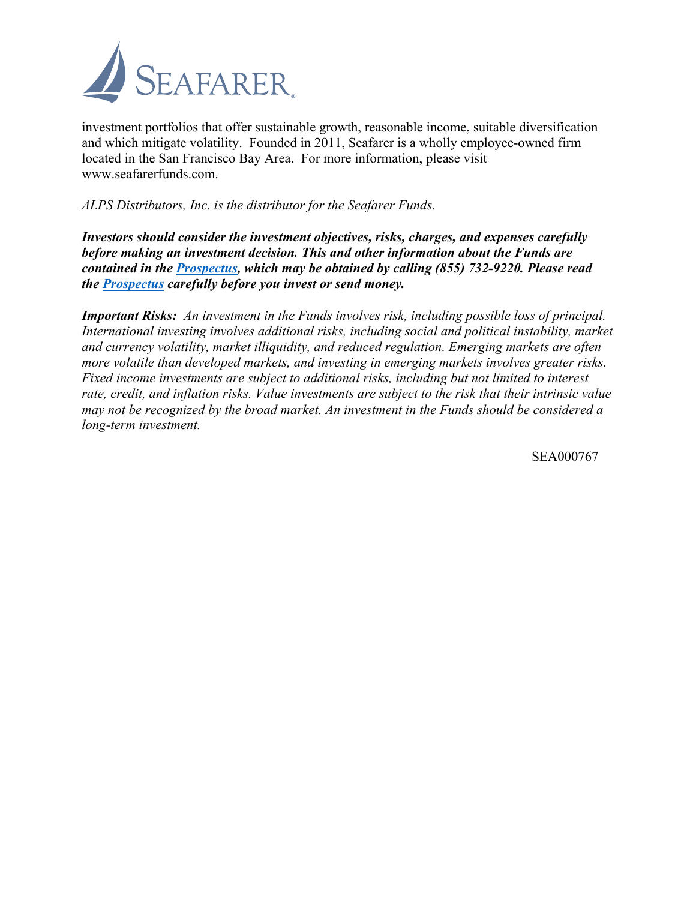investment portfolios that offer sustainable growth, reasonable income, suitable diversification and which mitigate volatility. Founded in 2011, Seafarer is a wholly employee-owned firm located in the San Francisco Bay Area. For more information, please visit www.seafarerfunds.com.

*ALPS Distributors, Inc. is the distributor for the Seafarer Funds.*

***Investors should consider the investment objectives, risks, charges, and expenses carefully before making an investment decision. This and other information about the Funds are contained in the Prospectus, which may be obtained by calling (855) 732-9220. Please read the Prospectus carefully before you invest or send money.***

***Important Risks:*** *An investment in the Funds involves risk, including possible loss of principal. International investing involves additional risks, including social and political instability, market and currency volatility, market illiquidity, and reduced regulation. Emerging markets are often more volatile than developed markets, and investing in emerging markets involves greater risks. Fixed income investments are subject to additional risks, including but not limited to interest rate, credit, and inflation risks. Value investments are subject to the risk that their intrinsic value may not be recognized by the broad market. An investment in the Funds should be considered a long-term investment.*

SEA000767